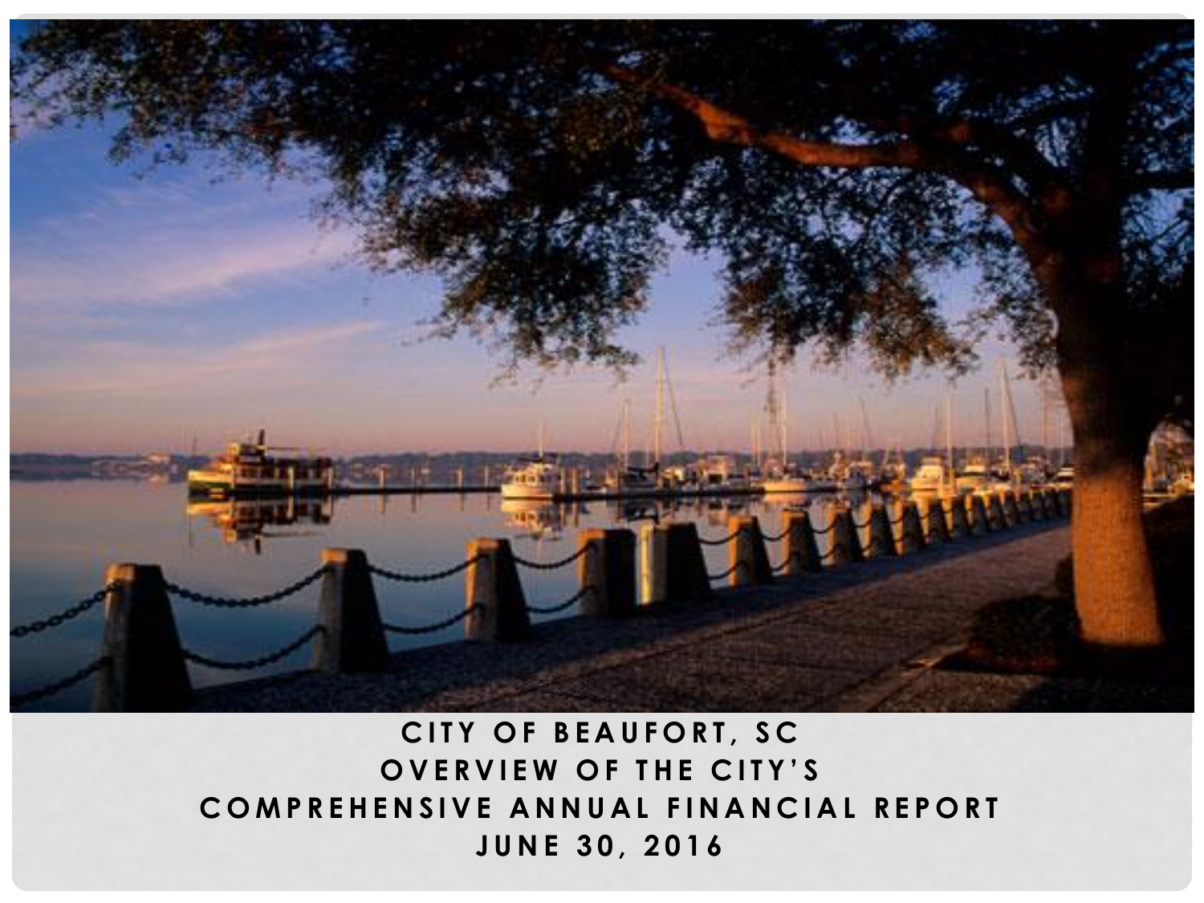# CITY OF BEAUFORT, SC
# OVERVIEW OF THE CITY'S
# COMPREHENSIVE ANNUAL FINANCIAL REPORT
# JUNE 30, 2016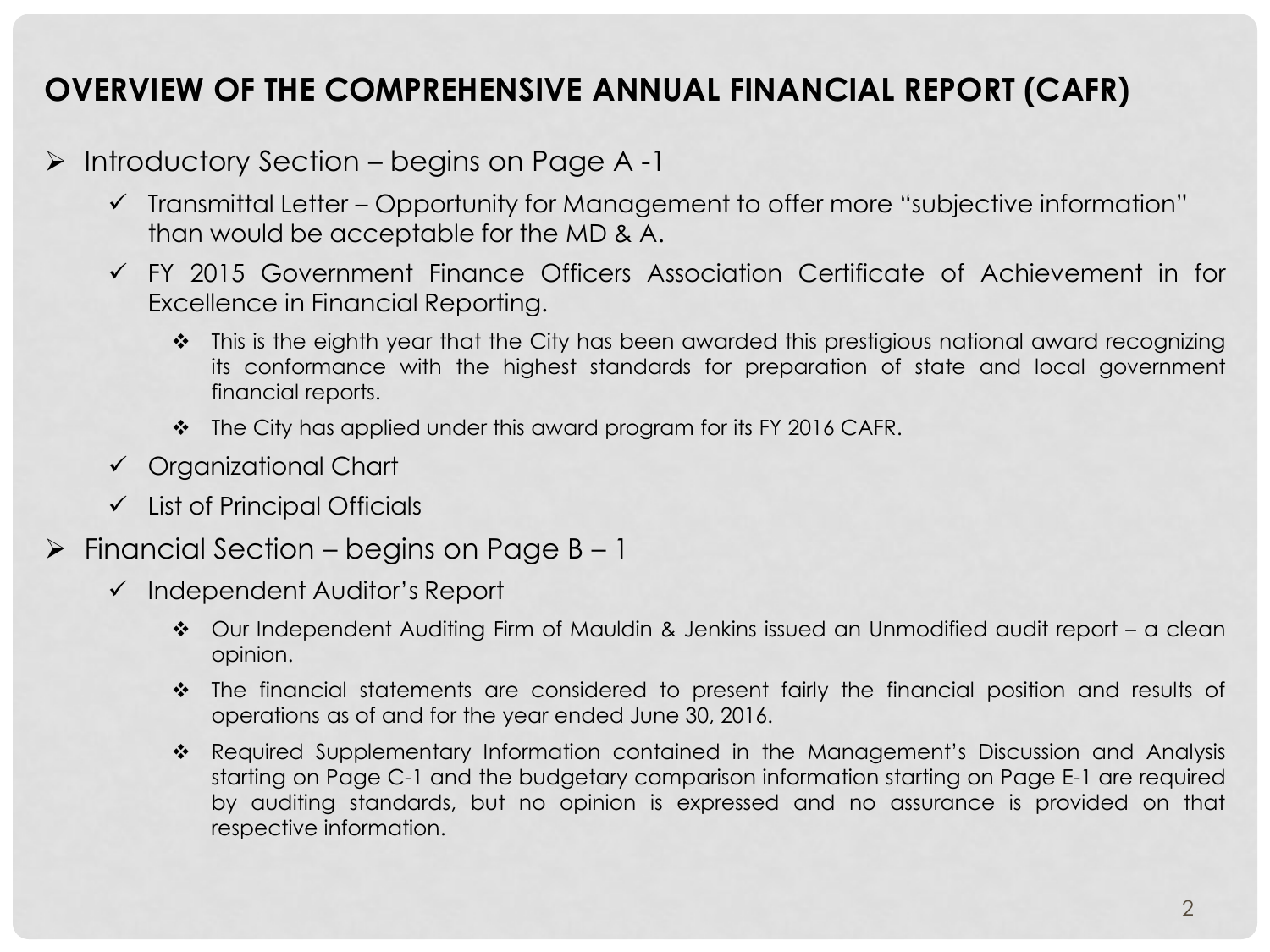## OVERVIEW OF THE COMPREHENSIVE ANNUAL FINANCIAL REPORT (CAFR)

- Introductory Section – begins on Page A -1
  - Transmittal Letter – Opportunity for Management to offer more "subjective information" than would be acceptable for the MD & A.
  - FY 2015 Government Finance Officers Association Certificate of Achievement in for Excellence in Financial Reporting.
    - This is the eighth year that the City has been awarded this prestigious national award recognizing its conformance with the highest standards for preparation of state and local government financial reports.
    - The City has applied under this award program for its FY 2016 CAFR.
  - Organizational Chart
  - List of Principal Officials
- Financial Section – begins on Page B – 1
  - Independent Auditor's Report
    - Our Independent Auditing Firm of Mauldin & Jenkins issued an Unmodified audit report – a clean opinion.
    - The financial statements are considered to present fairly the financial position and results of operations as of and for the year ended June 30, 2016.
    - Required Supplementary Information contained in the Management's Discussion and Analysis starting on Page C-1 and the budgetary comparison information starting on Page E-1 are required by auditing standards, but no opinion is expressed and no assurance is provided on that respective information.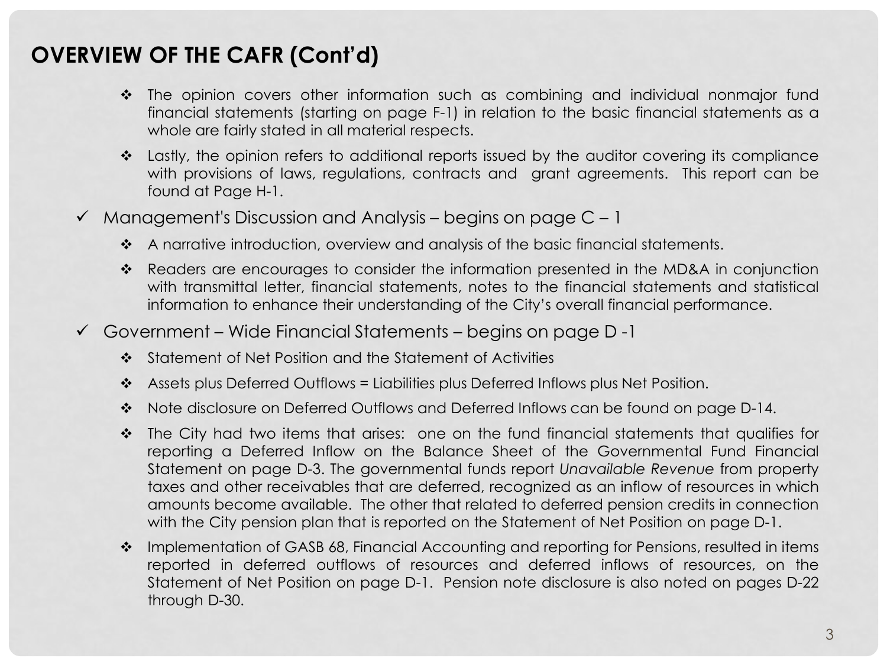## OVERVIEW OF THE CAFR (Cont'd)

- The opinion covers other information such as combining and individual nonmajor fund financial statements (starting on page F-1) in relation to the basic financial statements as a whole are fairly stated in all material respects.
- Lastly, the opinion refers to additional reports issued by the auditor covering its compliance with provisions of laws, regulations, contracts and grant agreements. This report can be found at Page H-1.

✓ Management's Discussion and Analysis – begins on page C – 1

- A narrative introduction, overview and analysis of the basic financial statements.
- Readers are encourages to consider the information presented in the MD&A in conjunction with transmittal letter, financial statements, notes to the financial statements and statistical information to enhance their understanding of the City's overall financial performance.

✓ Government – Wide Financial Statements – begins on page D -1

- Statement of Net Position and the Statement of Activities
- Assets plus Deferred Outflows = Liabilities plus Deferred Inflows plus Net Position.
- Note disclosure on Deferred Outflows and Deferred Inflows can be found on page D-14.
- The City had two items that arises: one on the fund financial statements that qualifies for reporting a Deferred Inflow on the Balance Sheet of the Governmental Fund Financial Statement on page D-3. The governmental funds report *Unavailable Revenue* from property taxes and other receivables that are deferred, recognized as an inflow of resources in which amounts become available. The other that related to deferred pension credits in connection with the City pension plan that is reported on the Statement of Net Position on page D-1.
- Implementation of GASB 68, Financial Accounting and reporting for Pensions, resulted in items reported in deferred outflows of resources and deferred inflows of resources, on the Statement of Net Position on page D-1. Pension note disclosure is also noted on pages D-22 through D-30.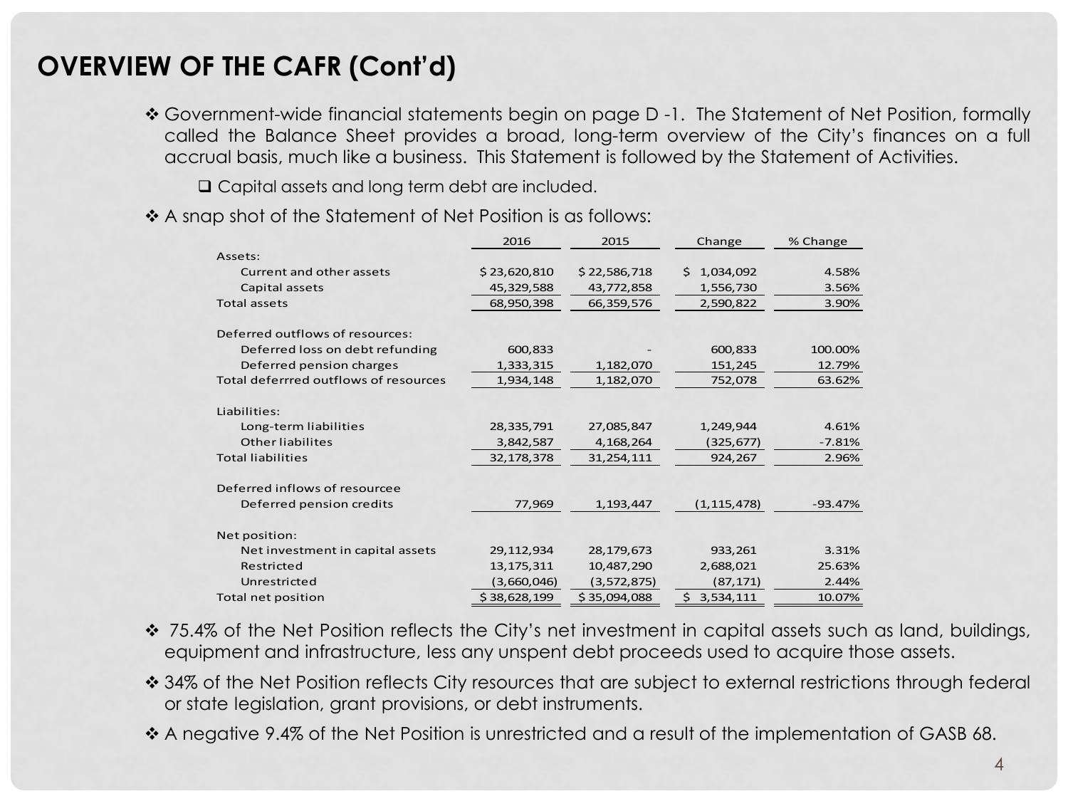# OVERVIEW OF THE CAFR (Cont'd)

- Government-wide financial statements begin on page D -1. The Statement of Net Position, formally called the Balance Sheet provides a broad, long-term overview of the City's finances on a full accrual basis, much like a business. This Statement is followed by the Statement of Activities.
  - Capital assets and long term debt are included.
- A snap shot of the Statement of Net Position is as follows:

| | 2016 | 2015 | Change | % Change |
|---|---|---|---|---|
| Assets: | | | | |
| Current and other assets | $ 23,620,810 | $ 22,586,718 | $ 1,034,092 | 4.58% |
| Capital assets | 45,329,588 | 43,772,858 | 1,556,730 | 3.56% |
| Total assets | 68,950,398 | 66,359,576 | 2,590,822 | 3.90% |
| | | | | |
| Deferred outflows of resources: | | | | |
| Deferred loss on debt refunding | 600,833 | - | 600,833 | 100.00% |
| Deferred pension charges | 1,333,315 | 1,182,070 | 151,245 | 12.79% |
| Total deferrred outflows of resources | 1,934,148 | 1,182,070 | 752,078 | 63.62% |
| | | | | |
| Liabilities: | | | | |
| Long-term liabilities | 28,335,791 | 27,085,847 | 1,249,944 | 4.61% |
| Other liabilites | 3,842,587 | 4,168,264 | (325,677) | -7.81% |
| Total liabilities | 32,178,378 | 31,254,111 | 924,267 | 2.96% |
| | | | | |
| Deferred inflows of resourcee | | | | |
| Deferred pension credits | 77,969 | 1,193,447 | (1,115,478) | -93.47% |
| | | | | |
| Net position: | | | | |
| Net investment in capital assets | 29,112,934 | 28,179,673 | 933,261 | 3.31% |
| Restricted | 13,175,311 | 10,487,290 | 2,688,021 | 25.63% |
| Unrestricted | (3,660,046) | (3,572,875) | (87,171) | 2.44% |
| Total net position | $ 38,628,199 | $ 35,094,088 | $ 3,534,111 | 10.07% |

- 75.4% of the Net Position reflects the City's net investment in capital assets such as land, buildings, equipment and infrastructure, less any unspent debt proceeds used to acquire those assets.
- 34% of the Net Position reflects City resources that are subject to external restrictions through federal or state legislation, grant provisions, or debt instruments.
- A negative 9.4% of the Net Position is unrestricted and a result of the implementation of GASB 68.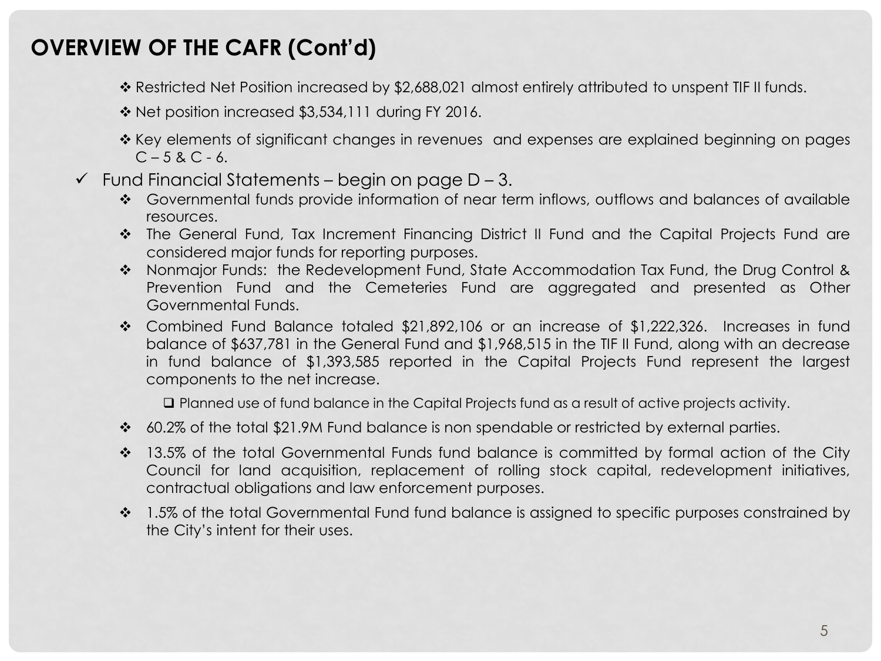## OVERVIEW OF THE CAFR (Cont'd)

- ❖ Restricted Net Position increased by $2,688,021 almost entirely attributed to unspent TIF II funds.
- ❖ Net position increased $3,534,111 during FY 2016.
- ❖ Key elements of significant changes in revenues and expenses are explained beginning on pages C – 5 & C - 6.

✓ Fund Financial Statements – begin on page D – 3.

- ❖ Governmental funds provide information of near term inflows, outflows and balances of available resources.
- ❖ The General Fund, Tax Increment Financing District II Fund and the Capital Projects Fund are considered major funds for reporting purposes.
- ❖ Nonmajor Funds: the Redevelopment Fund, State Accommodation Tax Fund, the Drug Control & Prevention Fund and the Cemeteries Fund are aggregated and presented as Other Governmental Funds.
- ❖ Combined Fund Balance totaled $21,892,106 or an increase of $1,222,326. Increases in fund balance of $637,781 in the General Fund and $1,968,515 in the TIF II Fund, along with an decrease in fund balance of $1,393,585 reported in the Capital Projects Fund represent the largest components to the net increase.
  - ❑ Planned use of fund balance in the Capital Projects fund as a result of active projects activity.
- ❖ 60.2% of the total $21.9M Fund balance is non spendable or restricted by external parties.
- ❖ 13.5% of the total Governmental Funds fund balance is committed by formal action of the City Council for land acquisition, replacement of rolling stock capital, redevelopment initiatives, contractual obligations and law enforcement purposes.
- ❖ 1.5% of the total Governmental Fund fund balance is assigned to specific purposes constrained by the City's intent for their uses.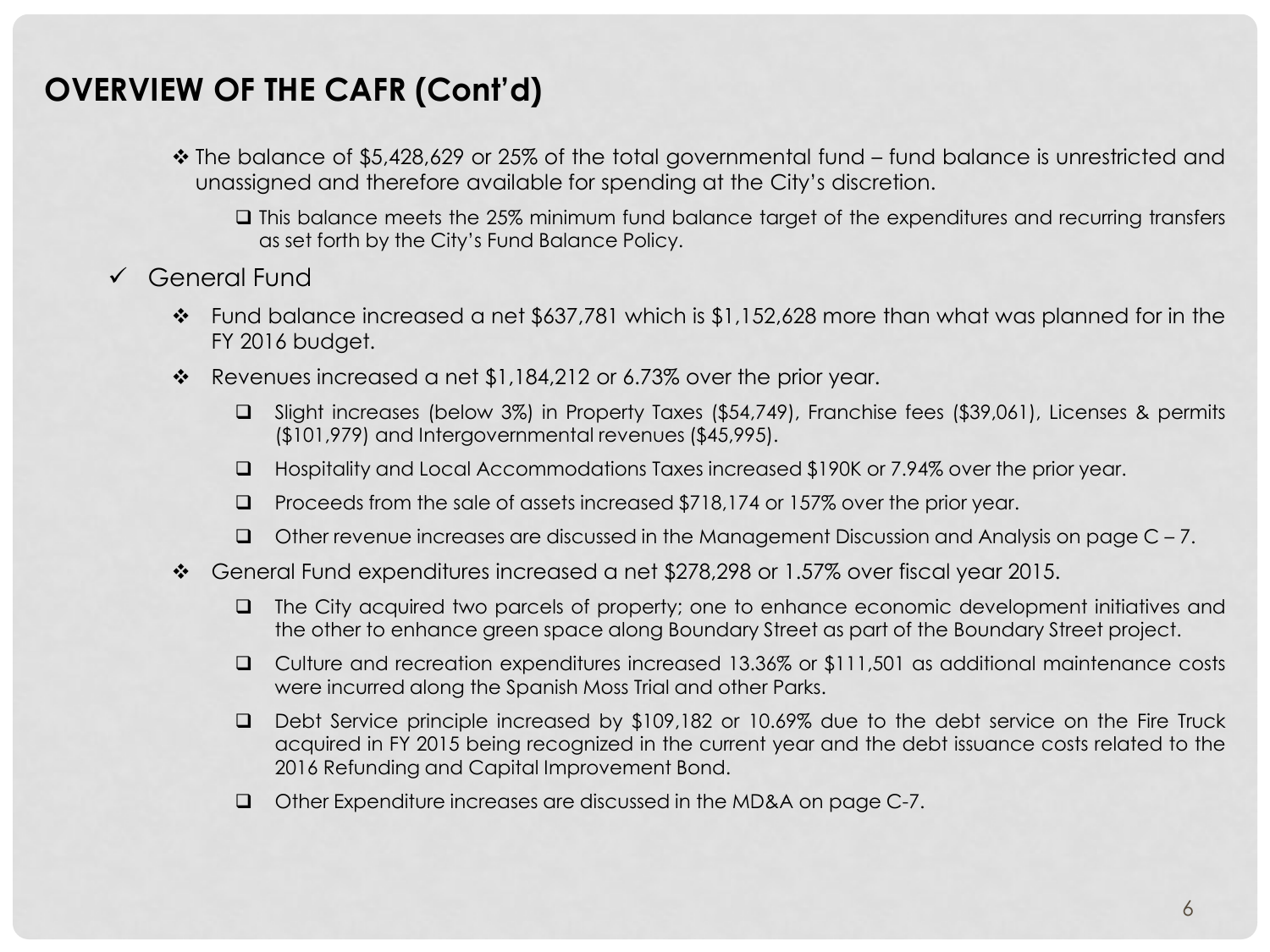# OVERVIEW OF THE CAFR (Cont'd)

- The balance of $5,428,629 or 25% of the total governmental fund – fund balance is unrestricted and unassigned and therefore available for spending at the City's discretion.
  - This balance meets the 25% minimum fund balance target of the expenditures and recurring transfers as set forth by the City's Fund Balance Policy.

- General Fund
  - Fund balance increased a net $637,781 which is $1,152,628 more than what was planned for in the FY 2016 budget.
  - Revenues increased a net $1,184,212 or 6.73% over the prior year.
    - Slight increases (below 3%) in Property Taxes ($54,749), Franchise fees ($39,061), Licenses & permits ($101,979) and Intergovernmental revenues ($45,995).
    - Hospitality and Local Accommodations Taxes increased $190K or 7.94% over the prior year.
    - Proceeds from the sale of assets increased $718,174 or 157% over the prior year.
    - Other revenue increases are discussed in the Management Discussion and Analysis on page C – 7.
  - General Fund expenditures increased a net $278,298 or 1.57% over fiscal year 2015.
    - The City acquired two parcels of property; one to enhance economic development initiatives and the other to enhance green space along Boundary Street as part of the Boundary Street project.
    - Culture and recreation expenditures increased 13.36% or $111,501 as additional maintenance costs were incurred along the Spanish Moss Trial and other Parks.
    - Debt Service principle increased by $109,182 or 10.69% due to the debt service on the Fire Truck acquired in FY 2015 being recognized in the current year and the debt issuance costs related to the 2016 Refunding and Capital Improvement Bond.
    - Other Expenditure increases are discussed in the MD&A on page C-7.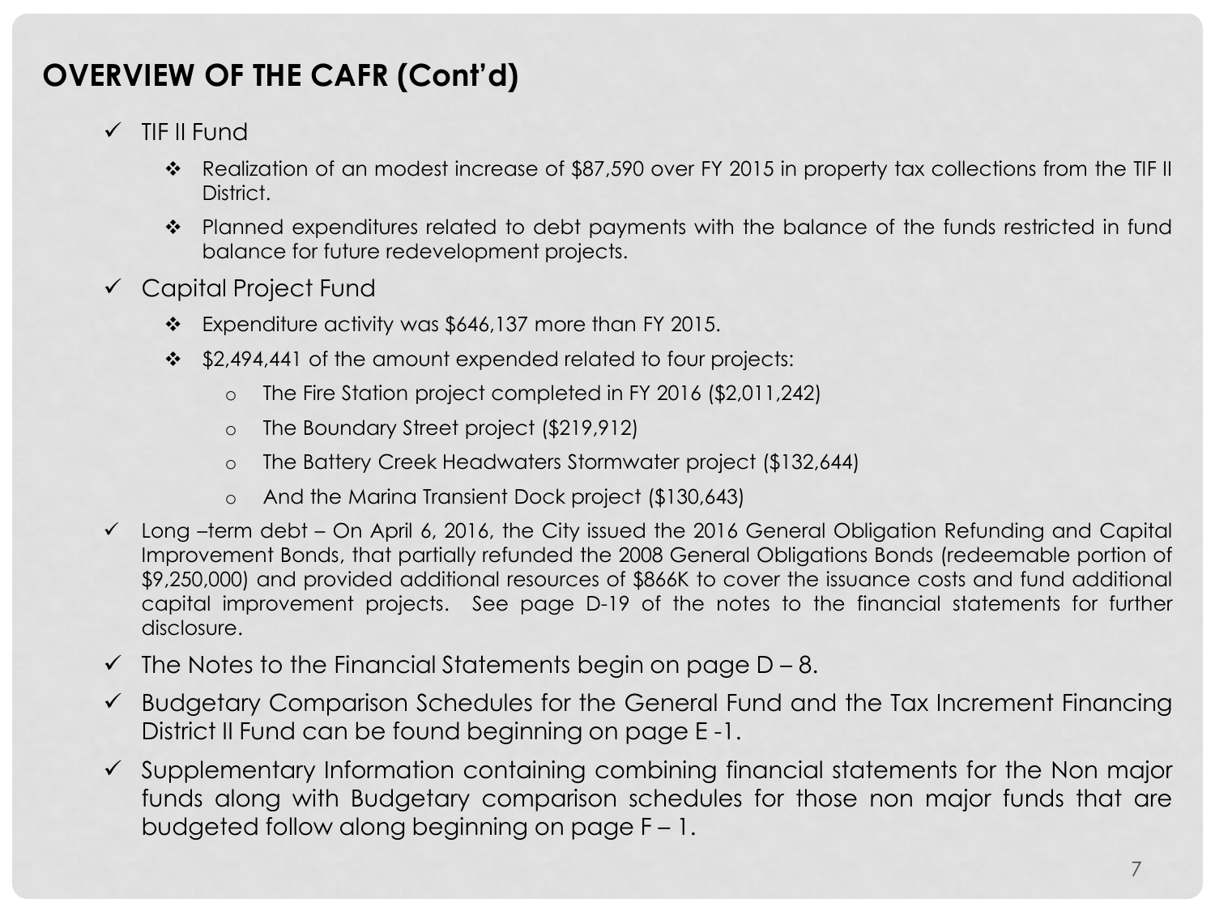## OVERVIEW OF THE CAFR (Cont'd)

- ✓ TIF II Fund
  - ❖ Realization of an modest increase of $87,590 over FY 2015 in property tax collections from the TIF II District.
  - ❖ Planned expenditures related to debt payments with the balance of the funds restricted in fund balance for future redevelopment projects.
- ✓ Capital Project Fund
  - ❖ Expenditure activity was $646,137 more than FY 2015.
  - ❖ $2,494,441 of the amount expended related to four projects:
    - o The Fire Station project completed in FY 2016 ($2,011,242)
    - o The Boundary Street project ($219,912)
    - o The Battery Creek Headwaters Stormwater project ($132,644)
    - o And the Marina Transient Dock project ($130,643)
- ✓ Long –term debt – On April 6, 2016, the City issued the 2016 General Obligation Refunding and Capital Improvement Bonds, that partially refunded the 2008 General Obligations Bonds (redeemable portion of $9,250,000) and provided additional resources of $866K to cover the issuance costs and fund additional capital improvement projects. See page D-19 of the notes to the financial statements for further disclosure.
- ✓ The Notes to the Financial Statements begin on page D – 8.
- ✓ Budgetary Comparison Schedules for the General Fund and the Tax Increment Financing District II Fund can be found beginning on page E -1.
- ✓ Supplementary Information containing combining financial statements for the Non major funds along with Budgetary comparison schedules for those non major funds that are budgeted follow along beginning on page F – 1.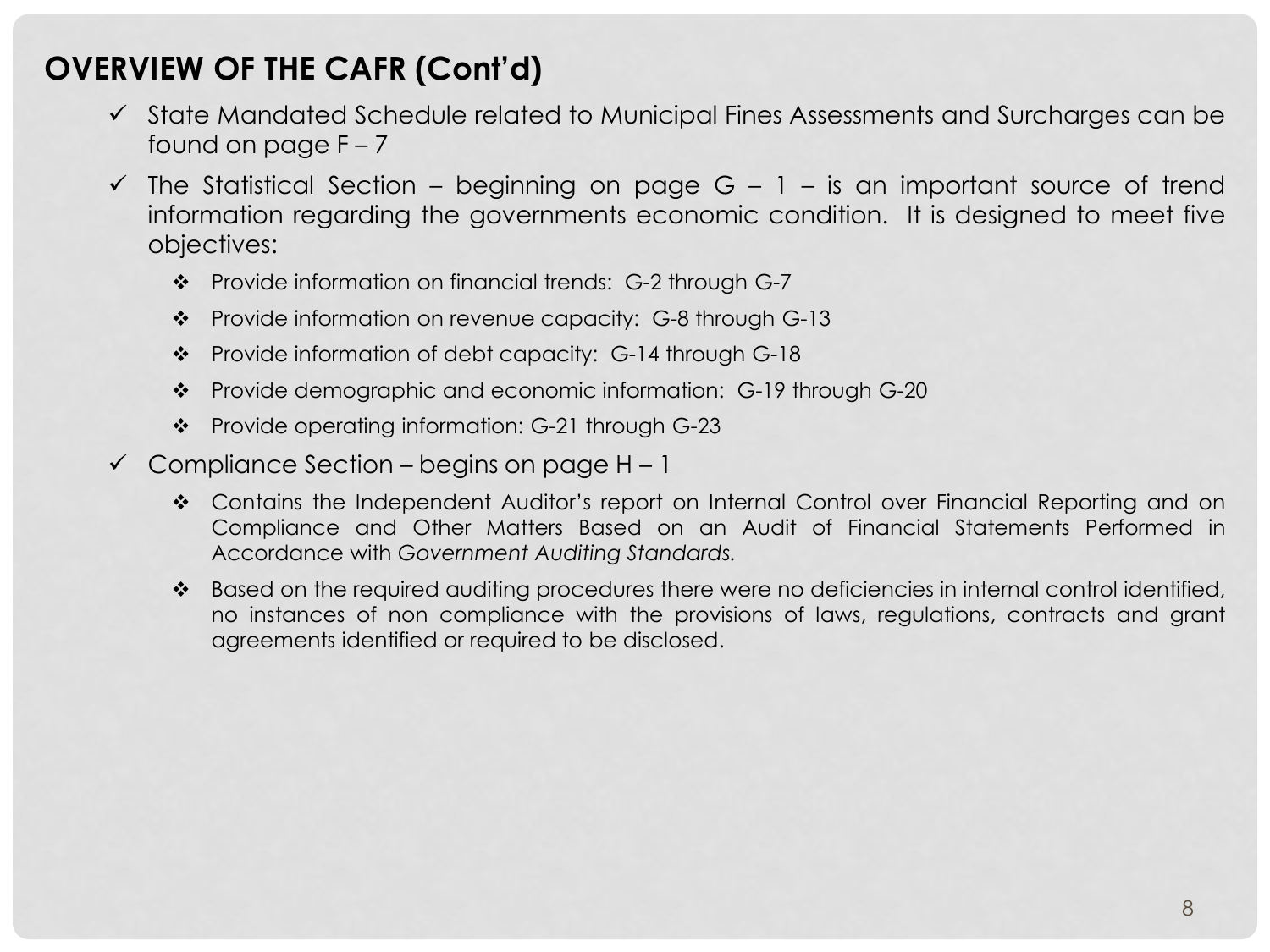## OVERVIEW OF THE CAFR (Cont'd)

- ✓ State Mandated Schedule related to Municipal Fines Assessments and Surcharges can be found on page F – 7
- ✓ The Statistical Section – beginning on page G – 1 – is an important source of trend information regarding the governments economic condition. It is designed to meet five objectives:
  - ❖ Provide information on financial trends: G-2 through G-7
  - ❖ Provide information on revenue capacity: G-8 through G-13
  - ❖ Provide information of debt capacity: G-14 through G-18
  - ❖ Provide demographic and economic information: G-19 through G-20
  - ❖ Provide operating information: G-21 through G-23
- ✓ Compliance Section – begins on page H – 1
  - ❖ Contains the Independent Auditor's report on Internal Control over Financial Reporting and on Compliance and Other Matters Based on an Audit of Financial Statements Performed in Accordance with *Government Auditing Standards.*
  - ❖ Based on the required auditing procedures there were no deficiencies in internal control identified, no instances of non compliance with the provisions of laws, regulations, contracts and grant agreements identified or required to be disclosed.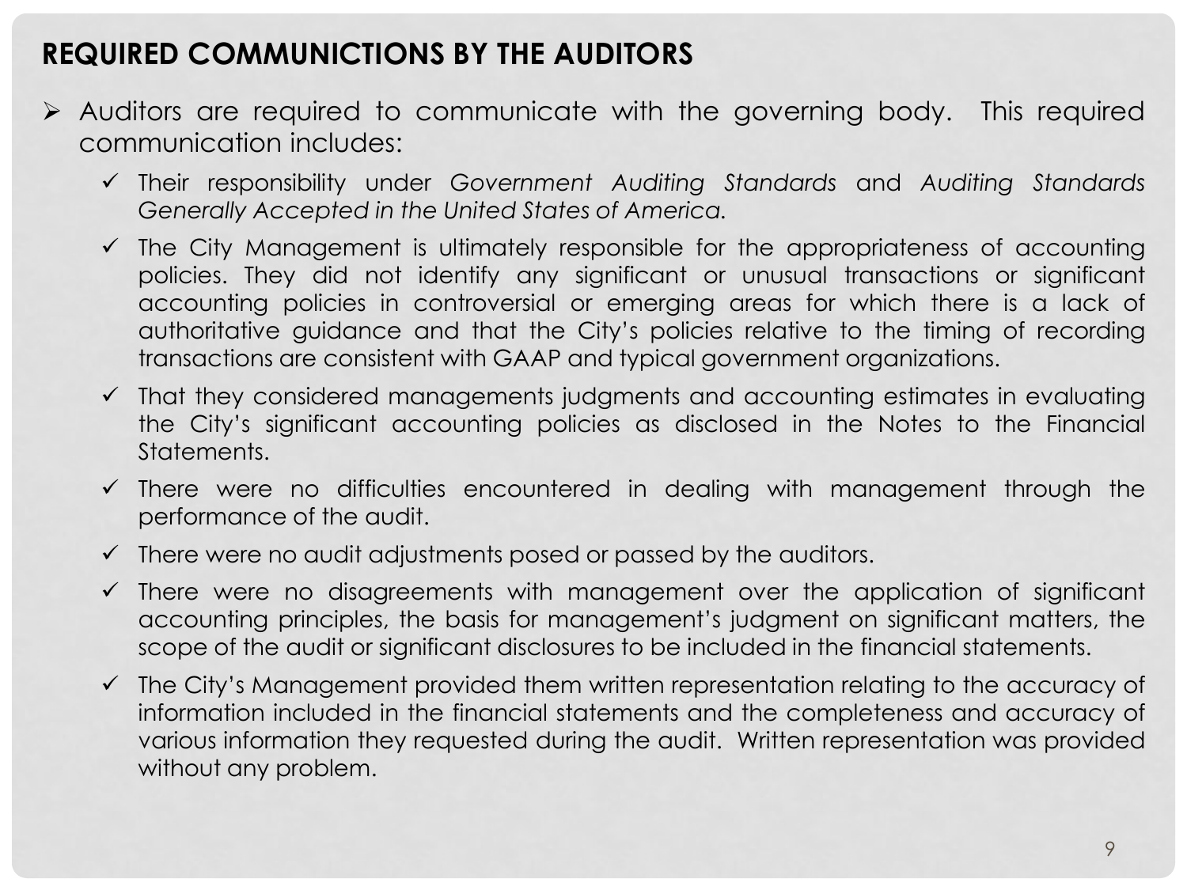## REQUIRED COMMUNICTIONS BY THE AUDITORS

- Auditors are required to communicate with the governing body. This required communication includes:
  - ✓ Their responsibility under *Government Auditing Standards* and *Auditing Standards Generally Accepted in the United States of America.*
  - ✓ The City Management is ultimately responsible for the appropriateness of accounting policies. They did not identify any significant or unusual transactions or significant accounting policies in controversial or emerging areas for which there is a lack of authoritative guidance and that the City's policies relative to the timing of recording transactions are consistent with GAAP and typical government organizations.
  - ✓ That they considered managements judgments and accounting estimates in evaluating the City's significant accounting policies as disclosed in the Notes to the Financial Statements.
  - ✓ There were no difficulties encountered in dealing with management through the performance of the audit.
  - ✓ There were no audit adjustments posed or passed by the auditors.
  - ✓ There were no disagreements with management over the application of significant accounting principles, the basis for management's judgment on significant matters, the scope of the audit or significant disclosures to be included in the financial statements.
  - ✓ The City's Management provided them written representation relating to the accuracy of information included in the financial statements and the completeness and accuracy of various information they requested during the audit. Written representation was provided without any problem.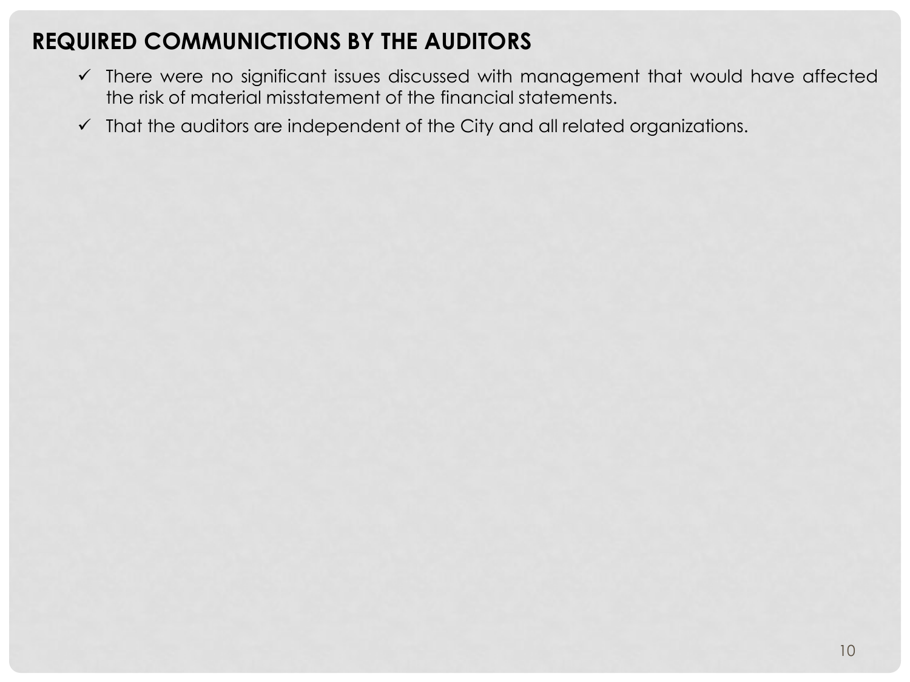## REQUIRED COMMUNICTIONS BY THE AUDITORS

- ✓ There were no significant issues discussed with management that would have affected the risk of material misstatement of the financial statements.
- ✓ That the auditors are independent of the City and all related organizations.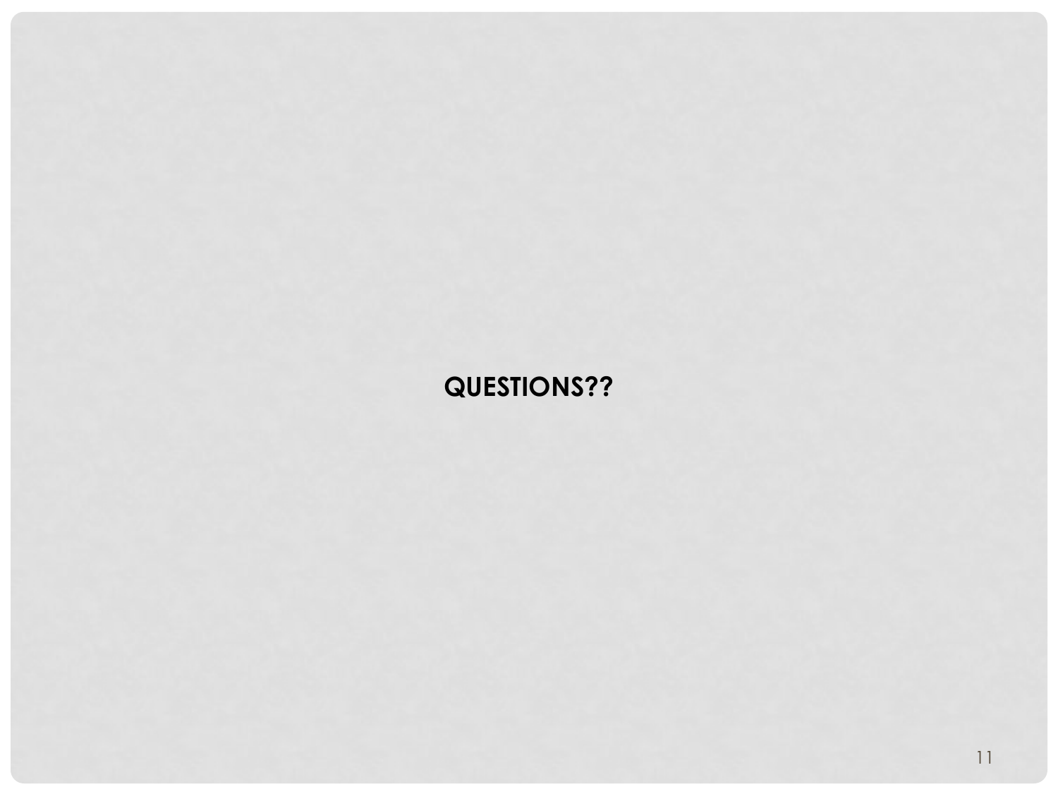**QUESTIONS??**